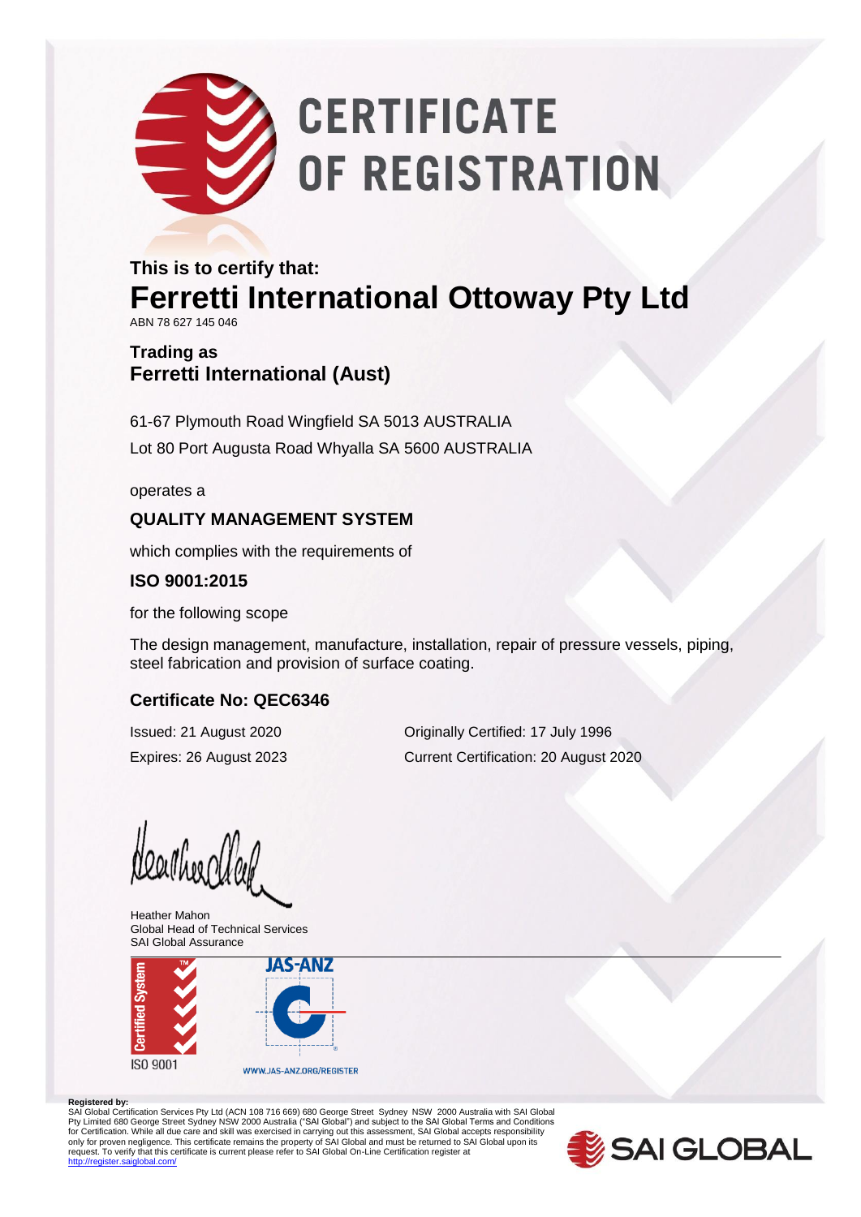# CERTIFICATE OF REGISTRATION

**This is to certify that:**

## Ferretti International Ottoway Pty Ltd

ABN 78 627 145 046

**Trading as**
**Ferretti International (Aust)**

61-67 Plymouth Road Wingfield SA 5013 AUSTRALIA
Lot 80 Port Augusta Road Whyalla SA 5600 AUSTRALIA

operates a

**QUALITY MANAGEMENT SYSTEM**

which complies with the requirements of

**ISO 9001:2015**

for the following scope

The design management, manufacture, installation, repair of pressure vessels, piping, steel fabrication and provision of surface coating.

**Certificate No: QEC6346**

Issued: 21 August 2020
Expires: 26 August 2023

Originally Certified: 17 July 1996
Current Certification: 20 August 2020

Heather Mahon
Global Head of Technical Services
SAI Global Assurance

Certified System ISO 9001

JAS-ANZ
WWW.JAS-ANZ.ORG/REGISTER

**Registered by:**
SAI Global Certification Services Pty Ltd (ACN 108 716 669) 680 George Street Sydney NSW 2000 Australia with SAI Global Pty Limited 680 George Street Sydney NSW 2000 Australia ("SAI Global") and subject to the SAI Global Terms and Conditions for Certification. While all due care and skill was exercised in carrying out this assessment, SAI Global accepts responsibility only for proven negligence. This certificate remains the property of SAI Global and must be returned to SAI Global upon its request. To verify that this certificate is current please refer to SAI Global On-Line Certification register at http://register.saiglobal.com/

SAI GLOBAL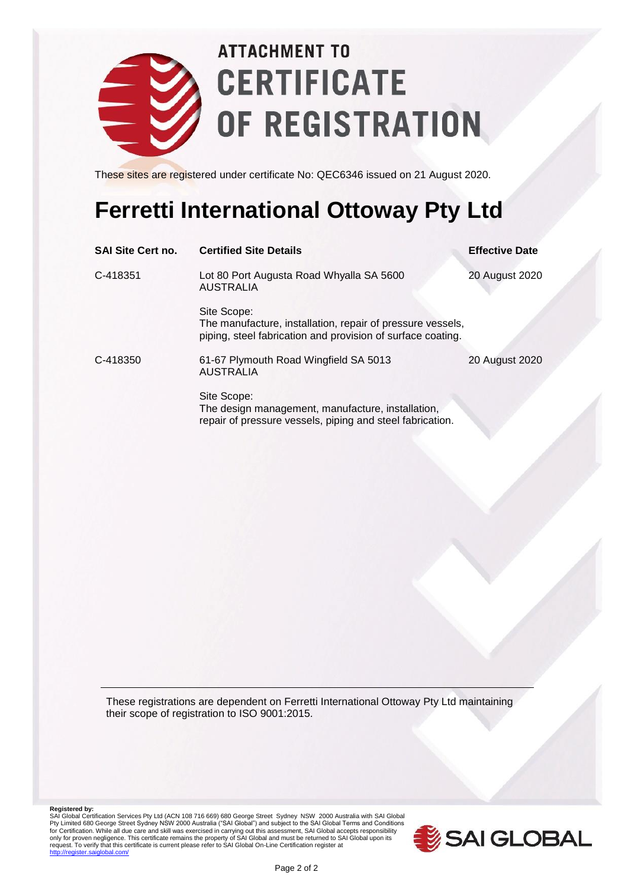# ATTACHMENT TO CERTIFICATE OF REGISTRATION

These sites are registered under certificate No: QEC6346 issued on 21 August 2020.

# Ferretti International Ottoway Pty Ltd

| SAI Site Cert no. | Certified Site Details | Effective Date |
|---|---|---|
| C-418351 | Lot 80 Port Augusta Road Whyalla SA 5600 AUSTRALIA<br><br>Site Scope:<br>The manufacture, installation, repair of pressure vessels, piping, steel fabrication and provision of surface coating. | 20 August 2020 |
| C-418350 | 61-67 Plymouth Road Wingfield SA 5013 AUSTRALIA<br><br>Site Scope:<br>The design management, manufacture, installation, repair of pressure vessels, piping and steel fabrication. | 20 August 2020 |

These registrations are dependent on Ferretti International Ottoway Pty Ltd maintaining their scope of registration to ISO 9001:2015.

**Registered by:**
SAI Global Certification Services Pty Ltd (ACN 108 716 669) 680 George Street Sydney NSW 2000 Australia with SAI Global Pty Limited 680 George Street Sydney NSW 2000 Australia ("SAI Global") and subject to the SAI Global Terms and Conditions for Certification. While all due care and skill was exercised in carrying out this assessment, SAI Global accepts responsibility only for proven negligence. This certificate remains the property of SAI Global and must be returned to SAI Global upon its request. To verify that this certificate is current please refer to SAI Global On-Line Certification register at http://register.saiglobal.com/

SAI GLOBAL